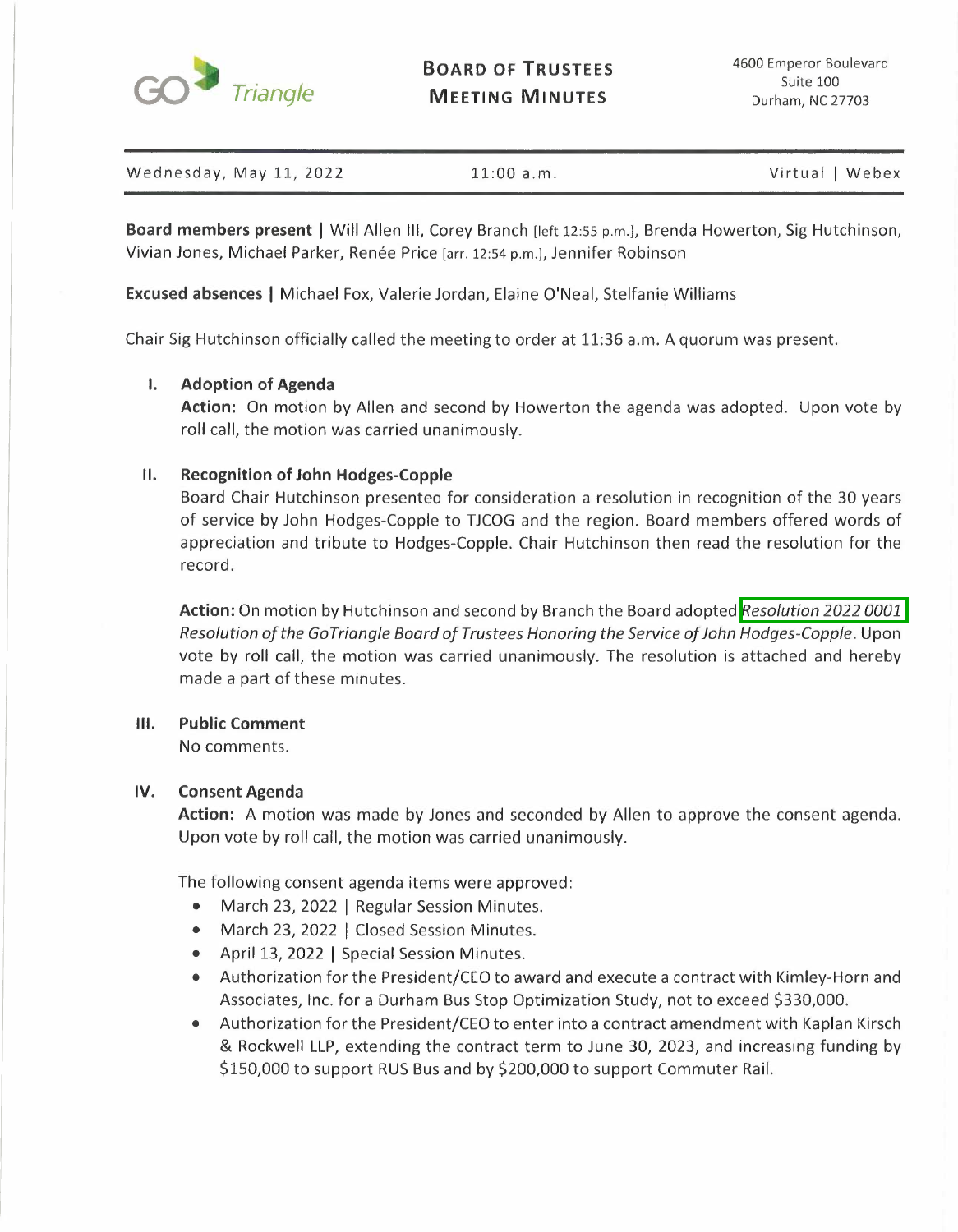# BOARD OF TRUSTEES MEETING MINUTES

GoTriangle

4600 Emperor Boulevard
Suite 100
Durham, NC 27703

| Wednesday, May 11, 2022 | 11:00 a.m. | Virtual \| Webex |
|---|---|---|

**Board members present |** Will Allen III, Corey Branch [left 12:55 p.m.], Brenda Howerton, Sig Hutchinson, Vivian Jones, Michael Parker, Renée Price [arr. 12:54 p.m.], Jennifer Robinson

**Excused absences |** Michael Fox, Valerie Jordan, Elaine O'Neal, Stelfanie Williams

Chair Sig Hutchinson officially called the meeting to order at 11:36 a.m. A quorum was present.

## I. Adoption of Agenda

**Action:** On motion by Allen and second by Howerton the agenda was adopted. Upon vote by roll call, the motion was carried unanimously.

## II. Recognition of John Hodges-Copple

Board Chair Hutchinson presented for consideration a resolution in recognition of the 30 years of service by John Hodges-Copple to TJCOG and the region. Board members offered words of appreciation and tribute to Hodges-Copple. Chair Hutchinson then read the resolution for the record.

**Action:** On motion by Hutchinson and second by Branch the Board adopted *Resolution 2022 0001 Resolution of the GoTriangle Board of Trustees Honoring the Service of John Hodges-Copple*. Upon vote by roll call, the motion was carried unanimously. The resolution is attached and hereby made a part of these minutes.

## III. Public Comment

No comments.

## IV. Consent Agenda

**Action:** A motion was made by Jones and seconded by Allen to approve the consent agenda. Upon vote by roll call, the motion was carried unanimously.

The following consent agenda items were approved:

- March 23, 2022 | Regular Session Minutes.
- March 23, 2022 | Closed Session Minutes.
- April 13, 2022 | Special Session Minutes.
- Authorization for the President/CEO to award and execute a contract with Kimley-Horn and Associates, Inc. for a Durham Bus Stop Optimization Study, not to exceed $330,000.
- Authorization for the President/CEO to enter into a contract amendment with Kaplan Kirsch & Rockwell LLP, extending the contract term to June 30, 2023, and increasing funding by $150,000 to support RUS Bus and by $200,000 to support Commuter Rail.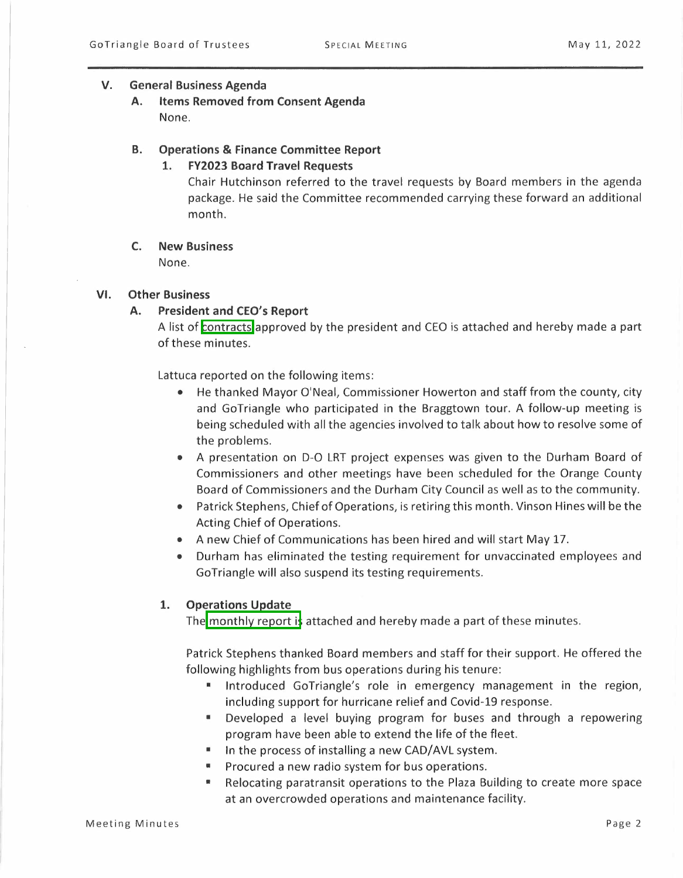## V. General Business Agenda

### A. Items Removed from Consent Agenda

None.

### B. Operations & Finance Committee Report

#### 1. FY2023 Board Travel Requests

Chair Hutchinson referred to the travel requests by Board members in the agenda package. He said the Committee recommended carrying these forward an additional month.

### C. New Business

None.

## VI. Other Business

### A. President and CEO's Report

A list of contracts approved by the president and CEO is attached and hereby made a part of these minutes.

Lattuca reported on the following items:

- He thanked Mayor O'Neal, Commissioner Howerton and staff from the county, city and GoTriangle who participated in the Braggtown tour. A follow-up meeting is being scheduled with all the agencies involved to talk about how to resolve some of the problems.
- A presentation on D-O LRT project expenses was given to the Durham Board of Commissioners and other meetings have been scheduled for the Orange County Board of Commissioners and the Durham City Council as well as to the community.
- Patrick Stephens, Chief of Operations, is retiring this month. Vinson Hines will be the Acting Chief of Operations.
- A new Chief of Communications has been hired and will start May 17.
- Durham has eliminated the testing requirement for unvaccinated employees and GoTriangle will also suspend its testing requirements.

#### 1. Operations Update

The monthly report is attached and hereby made a part of these minutes.

Patrick Stephens thanked Board members and staff for their support. He offered the following highlights from bus operations during his tenure:

- Introduced GoTriangle's role in emergency management in the region, including support for hurricane relief and Covid-19 response.
- Developed a level buying program for buses and through a repowering program have been able to extend the life of the fleet.
- In the process of installing a new CAD/AVL system.
- Procured a new radio system for bus operations.
- Relocating paratransit operations to the Plaza Building to create more space at an overcrowded operations and maintenance facility.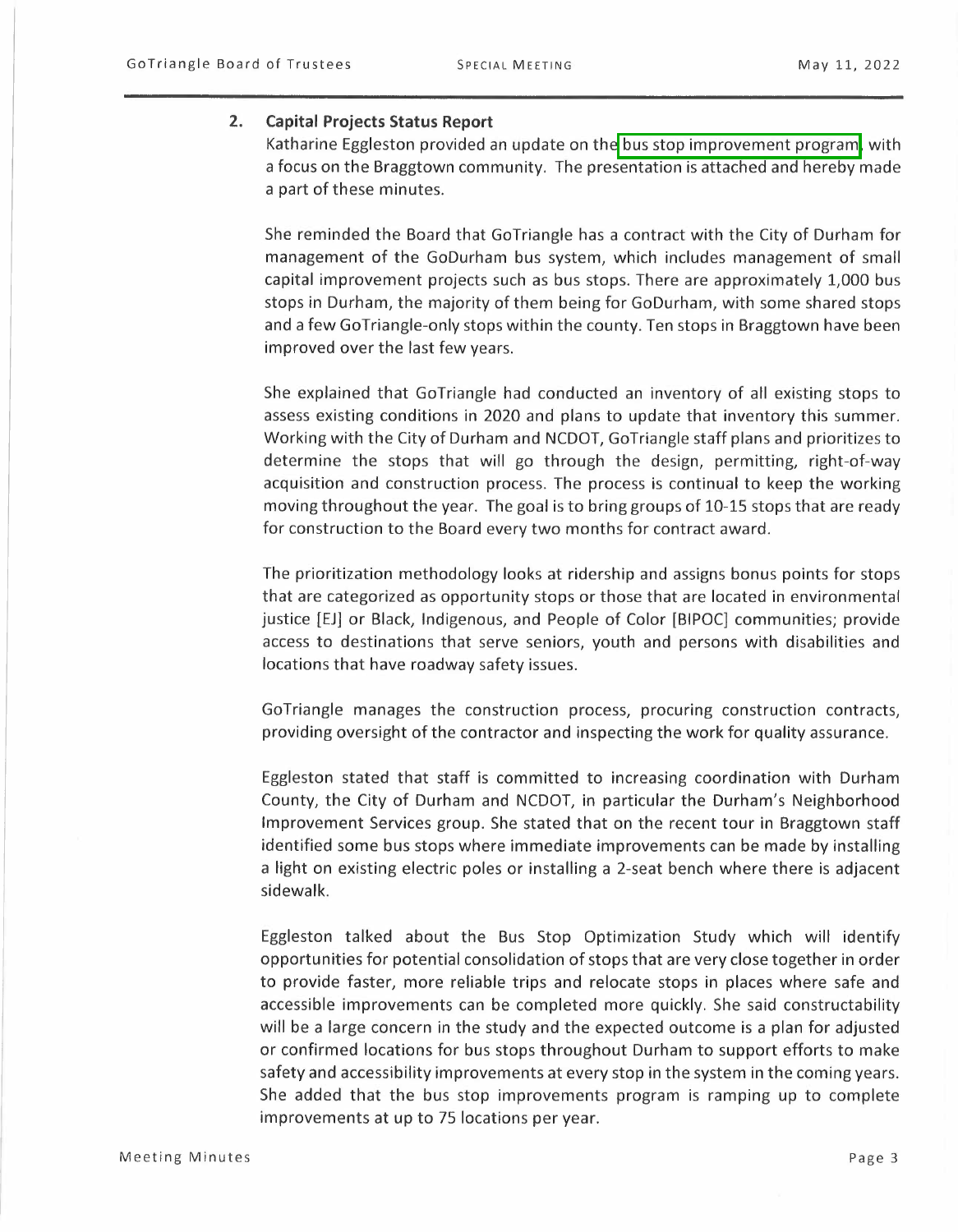### 2. Capital Projects Status Report

Katharine Eggleston provided an update on the bus stop improvement program, with a focus on the Braggtown community. The presentation is attached and hereby made a part of these minutes.

She reminded the Board that GoTriangle has a contract with the City of Durham for management of the GoDurham bus system, which includes management of small capital improvement projects such as bus stops. There are approximately 1,000 bus stops in Durham, the majority of them being for GoDurham, with some shared stops and a few GoTriangle-only stops within the county. Ten stops in Braggtown have been improved over the last few years.

She explained that GoTriangle had conducted an inventory of all existing stops to assess existing conditions in 2020 and plans to update that inventory this summer. Working with the City of Durham and NCDOT, GoTriangle staff plans and prioritizes to determine the stops that will go through the design, permitting, right-of-way acquisition and construction process. The process is continual to keep the working moving throughout the year. The goal is to bring groups of 10-15 stops that are ready for construction to the Board every two months for contract award.

The prioritization methodology looks at ridership and assigns bonus points for stops that are categorized as opportunity stops or those that are located in environmental justice [EJ] or Black, Indigenous, and People of Color [BIPOC] communities; provide access to destinations that serve seniors, youth and persons with disabilities and locations that have roadway safety issues.

GoTriangle manages the construction process, procuring construction contracts, providing oversight of the contractor and inspecting the work for quality assurance.

Eggleston stated that staff is committed to increasing coordination with Durham County, the City of Durham and NCDOT, in particular the Durham's Neighborhood Improvement Services group. She stated that on the recent tour in Braggtown staff identified some bus stops where immediate improvements can be made by installing a light on existing electric poles or installing a 2-seat bench where there is adjacent sidewalk.

Eggleston talked about the Bus Stop Optimization Study which will identify opportunities for potential consolidation of stops that are very close together in order to provide faster, more reliable trips and relocate stops in places where safe and accessible improvements can be completed more quickly. She said constructability will be a large concern in the study and the expected outcome is a plan for adjusted or confirmed locations for bus stops throughout Durham to support efforts to make safety and accessibility improvements at every stop in the system in the coming years. She added that the bus stop improvements program is ramping up to complete improvements at up to 75 locations per year.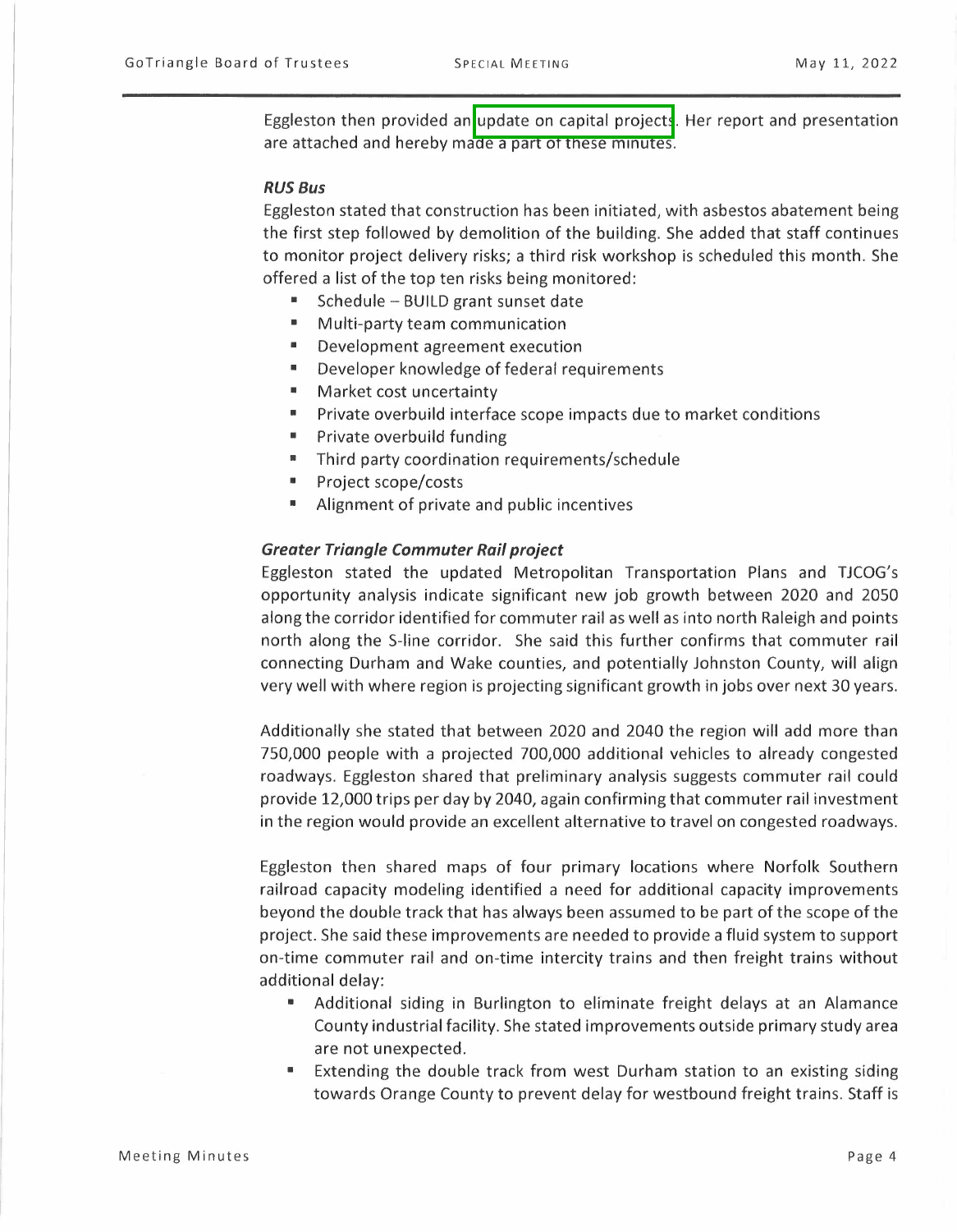Eggleston then provided an update on capital projects. Her report and presentation are attached and hereby made a part of these minutes.

***RUS Bus***

Eggleston stated that construction has been initiated, with asbestos abatement being the first step followed by demolition of the building. She added that staff continues to monitor project delivery risks; a third risk workshop is scheduled this month. She offered a list of the top ten risks being monitored:

- Schedule – BUILD grant sunset date
- Multi-party team communication
- Development agreement execution
- Developer knowledge of federal requirements
- Market cost uncertainty
- Private overbuild interface scope impacts due to market conditions
- Private overbuild funding
- Third party coordination requirements/schedule
- Project scope/costs
- Alignment of private and public incentives

***Greater Triangle Commuter Rail project***

Eggleston stated the updated Metropolitan Transportation Plans and TJCOG's opportunity analysis indicate significant new job growth between 2020 and 2050 along the corridor identified for commuter rail as well as into north Raleigh and points north along the S-line corridor. She said this further confirms that commuter rail connecting Durham and Wake counties, and potentially Johnston County, will align very well with where region is projecting significant growth in jobs over next 30 years.

Additionally she stated that between 2020 and 2040 the region will add more than 750,000 people with a projected 700,000 additional vehicles to already congested roadways. Eggleston shared that preliminary analysis suggests commuter rail could provide 12,000 trips per day by 2040, again confirming that commuter rail investment in the region would provide an excellent alternative to travel on congested roadways.

Eggleston then shared maps of four primary locations where Norfolk Southern railroad capacity modeling identified a need for additional capacity improvements beyond the double track that has always been assumed to be part of the scope of the project. She said these improvements are needed to provide a fluid system to support on-time commuter rail and on-time intercity trains and then freight trains without additional delay:

- Additional siding in Burlington to eliminate freight delays at an Alamance County industrial facility. She stated improvements outside primary study area are not unexpected.
- Extending the double track from west Durham station to an existing siding towards Orange County to prevent delay for westbound freight trains. Staff is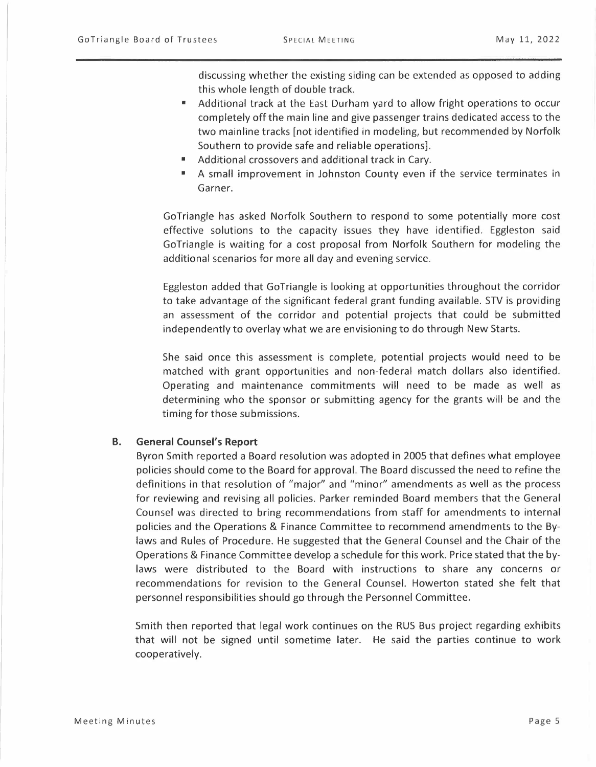discussing whether the existing siding can be extended as opposed to adding this whole length of double track.

- Additional track at the East Durham yard to allow fright operations to occur completely off the main line and give passenger trains dedicated access to the two mainline tracks [not identified in modeling, but recommended by Norfolk Southern to provide safe and reliable operations].
- Additional crossovers and additional track in Cary.
- A small improvement in Johnston County even if the service terminates in Garner.

GoTriangle has asked Norfolk Southern to respond to some potentially more cost effective solutions to the capacity issues they have identified. Eggleston said GoTriangle is waiting for a cost proposal from Norfolk Southern for modeling the additional scenarios for more all day and evening service.

Eggleston added that GoTriangle is looking at opportunities throughout the corridor to take advantage of the significant federal grant funding available. STV is providing an assessment of the corridor and potential projects that could be submitted independently to overlay what we are envisioning to do through New Starts.

She said once this assessment is complete, potential projects would need to be matched with grant opportunities and non-federal match dollars also identified. Operating and maintenance commitments will need to be made as well as determining who the sponsor or submitting agency for the grants will be and the timing for those submissions.

**B. General Counsel's Report**

Byron Smith reported a Board resolution was adopted in 2005 that defines what employee policies should come to the Board for approval. The Board discussed the need to refine the definitions in that resolution of "major" and "minor" amendments as well as the process for reviewing and revising all policies. Parker reminded Board members that the General Counsel was directed to bring recommendations from staff for amendments to internal policies and the Operations & Finance Committee to recommend amendments to the By-laws and Rules of Procedure. He suggested that the General Counsel and the Chair of the Operations & Finance Committee develop a schedule for this work. Price stated that the by-laws were distributed to the Board with instructions to share any concerns or recommendations for revision to the General Counsel. Howerton stated she felt that personnel responsibilities should go through the Personnel Committee.

Smith then reported that legal work continues on the RUS Bus project regarding exhibits that will not be signed until sometime later. He said the parties continue to work cooperatively.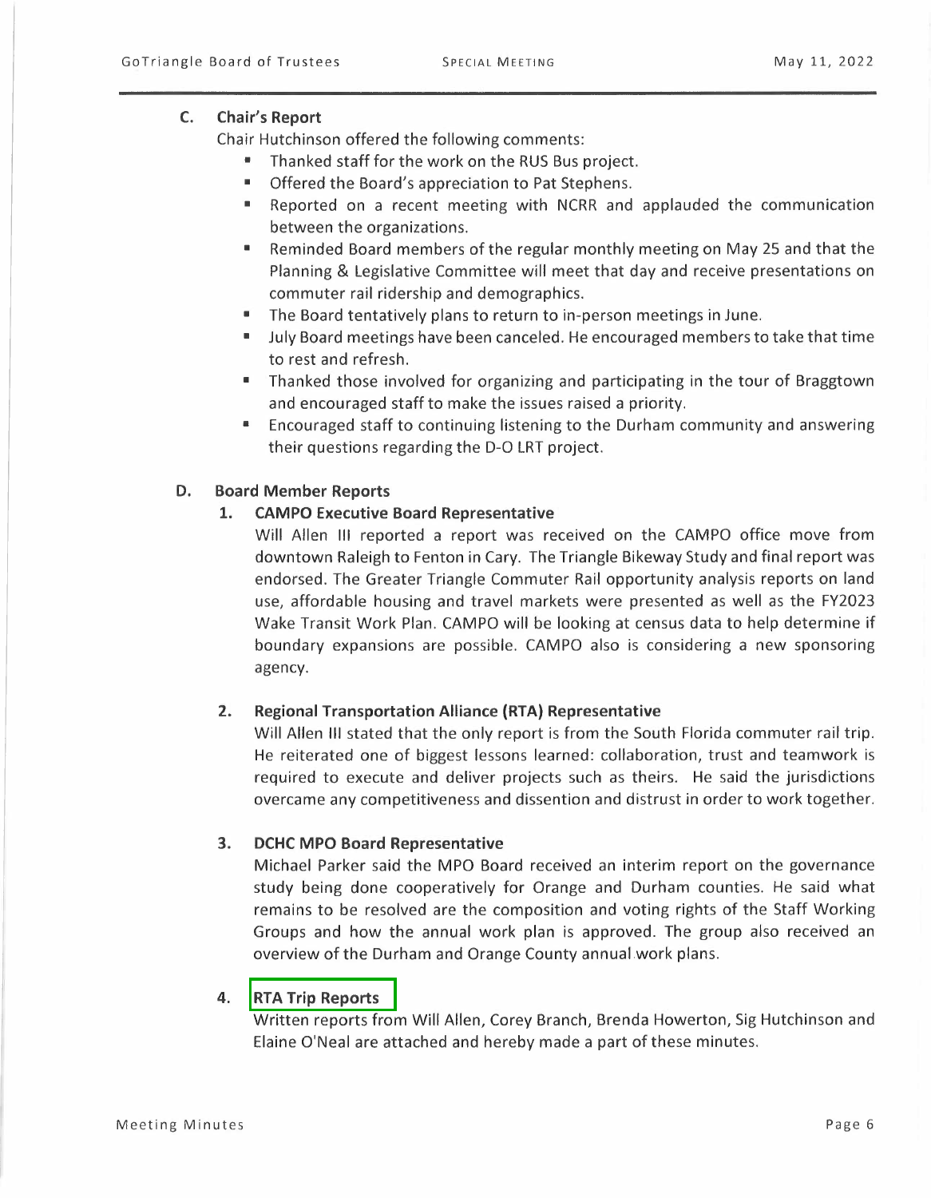### C. Chair's Report

Chair Hutchinson offered the following comments:

- Thanked staff for the work on the RUS Bus project.
- Offered the Board's appreciation to Pat Stephens.
- Reported on a recent meeting with NCRR and applauded the communication between the organizations.
- Reminded Board members of the regular monthly meeting on May 25 and that the Planning & Legislative Committee will meet that day and receive presentations on commuter rail ridership and demographics.
- The Board tentatively plans to return to in-person meetings in June.
- July Board meetings have been canceled. He encouraged members to take that time to rest and refresh.
- Thanked those involved for organizing and participating in the tour of Braggtown and encouraged staff to make the issues raised a priority.
- Encouraged staff to continuing listening to the Durham community and answering their questions regarding the D-O LRT project.

### D. Board Member Reports

#### 1. CAMPO Executive Board Representative

Will Allen III reported a report was received on the CAMPO office move from downtown Raleigh to Fenton in Cary. The Triangle Bikeway Study and final report was endorsed. The Greater Triangle Commuter Rail opportunity analysis reports on land use, affordable housing and travel markets were presented as well as the FY2023 Wake Transit Work Plan. CAMPO will be looking at census data to help determine if boundary expansions are possible. CAMPO also is considering a new sponsoring agency.

#### 2. Regional Transportation Alliance (RTA) Representative

Will Allen III stated that the only report is from the South Florida commuter rail trip. He reiterated one of biggest lessons learned: collaboration, trust and teamwork is required to execute and deliver projects such as theirs. He said the jurisdictions overcame any competitiveness and dissention and distrust in order to work together.

#### 3. DCHC MPO Board Representative

Michael Parker said the MPO Board received an interim report on the governance study being done cooperatively for Orange and Durham counties. He said what remains to be resolved are the composition and voting rights of the Staff Working Groups and how the annual work plan is approved. The group also received an overview of the Durham and Orange County annual work plans.

#### 4. RTA Trip Reports

Written reports from Will Allen, Corey Branch, Brenda Howerton, Sig Hutchinson and Elaine O'Neal are attached and hereby made a part of these minutes.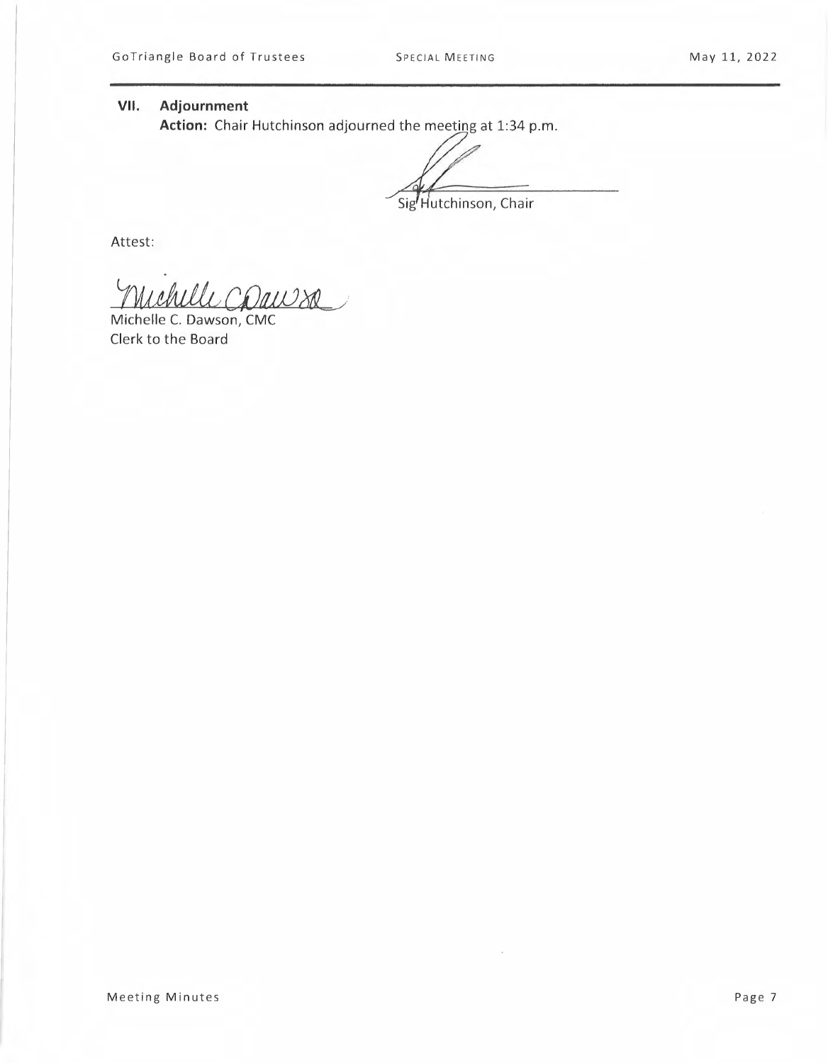## VII. Adjournment

**Action:** Chair Hutchinson adjourned the meeting at 1:34 p.m.

Sig Hutchinson, Chair

Attest:

Michelle C. Dawson, CMC
Clerk to the Board